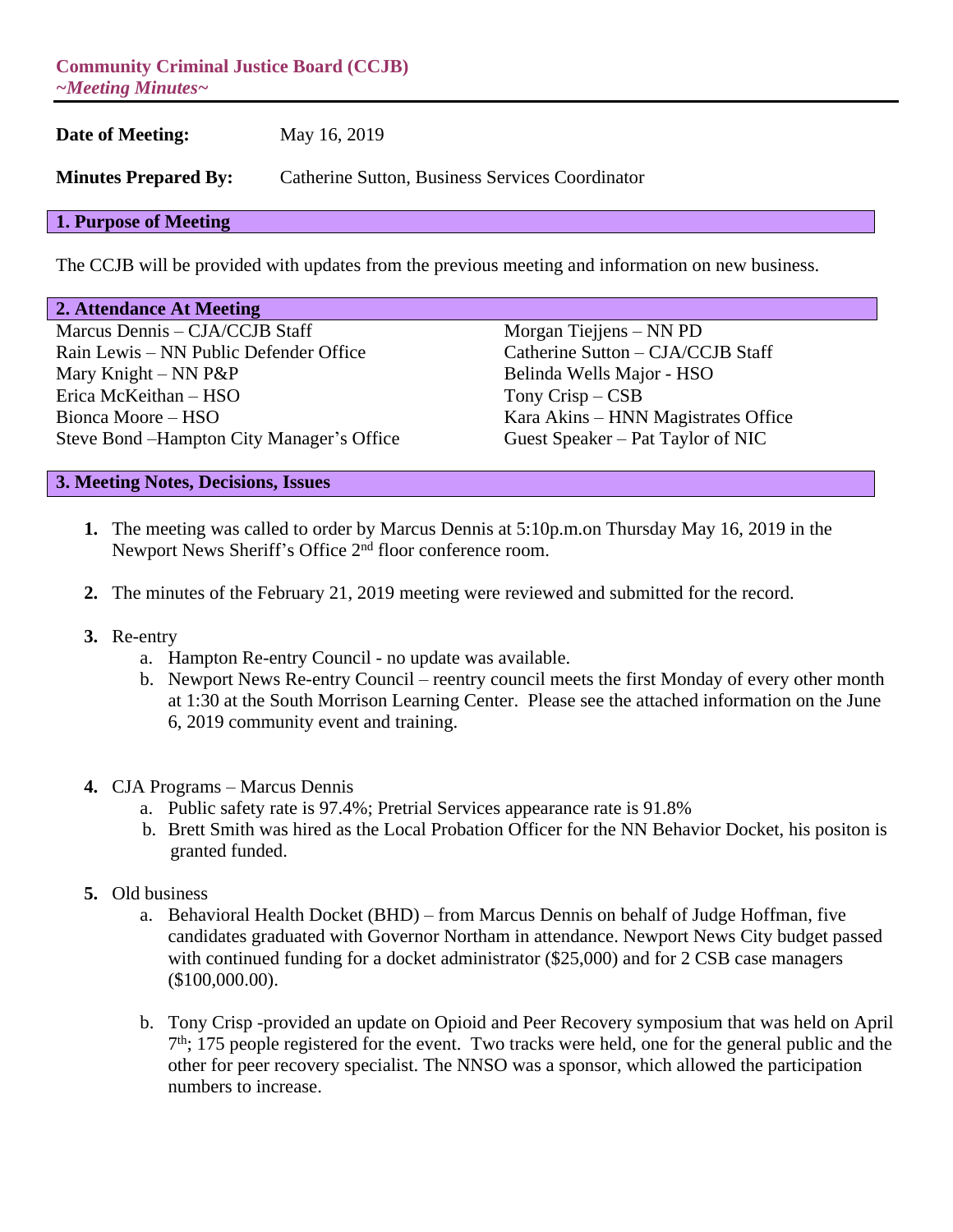**Community Criminal Justice Board (CCJB)**
***~Meeting Minutes~***

**Date of Meeting:** May 16, 2019

**Minutes Prepared By:** Catherine Sutton, Business Services Coordinator

## 1. Purpose of Meeting

The CCJB will be provided with updates from the previous meeting and information on new business.

## 2. Attendance At Meeting

Marcus Dennis – CJA/CCJB Staff
Rain Lewis – NN Public Defender Office
Mary Knight – NN P&P
Erica McKeithan – HSO
Bionca Moore – HSO
Steve Bond –Hampton City Manager's Office
Morgan Tiejjens – NN PD
Catherine Sutton – CJA/CCJB Staff
Belinda Wells Major - HSO
Tony Crisp – CSB
Kara Akins – HNN Magistrates Office
Guest Speaker – Pat Taylor of NIC

## 3. Meeting Notes, Decisions, Issues

1. The meeting was called to order by Marcus Dennis at 5:10p.m.on Thursday May 16, 2019 in the Newport News Sheriff's Office 2nd floor conference room.

2. The minutes of the February 21, 2019 meeting were reviewed and submitted for the record.

3. Re-entry
   a. Hampton Re-entry Council - no update was available.
   b. Newport News Re-entry Council – reentry council meets the first Monday of every other month at 1:30 at the South Morrison Learning Center. Please see the attached information on the June 6, 2019 community event and training.

4. CJA Programs – Marcus Dennis
   a. Public safety rate is 97.4%; Pretrial Services appearance rate is 91.8%
   b. Brett Smith was hired as the Local Probation Officer for the NN Behavior Docket, his positon is granted funded.

5. Old business
   a. Behavioral Health Docket (BHD) – from Marcus Dennis on behalf of Judge Hoffman, five candidates graduated with Governor Northam in attendance. Newport News City budget passed with continued funding for a docket administrator ($25,000) and for 2 CSB case managers ($100,000.00).

   b. Tony Crisp -provided an update on Opioid and Peer Recovery symposium that was held on April 7th; 175 people registered for the event. Two tracks were held, one for the general public and the other for peer recovery specialist. The NNSO was a sponsor, which allowed the participation numbers to increase.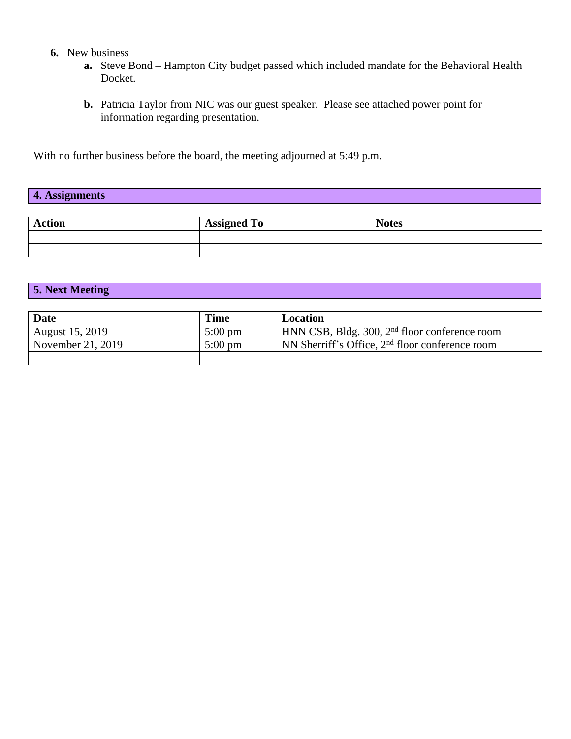6. New business
    a. Steve Bond – Hampton City budget passed which included mandate for the Behavioral Health Docket.

    b. Patricia Taylor from NIC was our guest speaker. Please see attached power point for information regarding presentation.

With no further business before the board, the meeting adjourned at 5:49 p.m.

## 4. Assignments

| Action | Assigned To | Notes |
| --- | --- | --- |
| | | |
| | | |

## 5. Next Meeting

| Date | Time | Location |
| --- | --- | --- |
| August 15, 2019 | 5:00 pm | HNN CSB, Bldg. 300, 2nd floor conference room |
| November 21, 2019 | 5:00 pm | NN Sherriff's Office, 2nd floor conference room |
| | | |